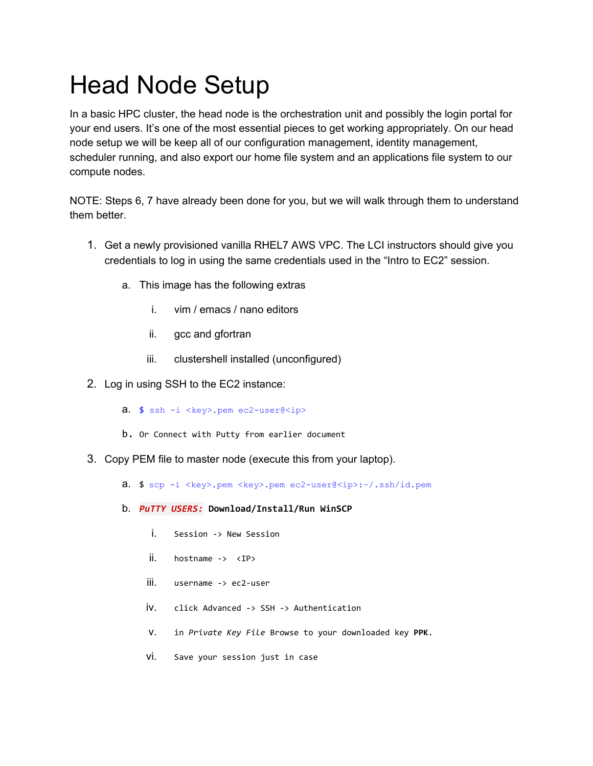# Head Node Setup

In a basic HPC cluster, the head node is the orchestration unit and possibly the login portal for your end users. It's one of the most essential pieces to get working appropriately. On our head node setup we will be keep all of our configuration management, identity management, scheduler running, and also export our home file system and an applications file system to our compute nodes.

NOTE: Steps 6, 7 have already been done for you, but we will walk through them to understand them better.

1. Get a newly provisioned vanilla RHEL7 AWS VPC. The LCI instructors should give you credentials to log in using the same credentials used in the "Intro to EC2" session.
    a. This image has the following extras
        i. vim / emacs / nano editors
        ii. gcc and gfortran
        iii. clustershell installed (unconfigured)
2. Log in using SSH to the EC2 instance:
    a. `$ ssh -i <key>.pem ec2-user@<ip>`
    b. `Or Connect with Putty from earlier document`
3. Copy PEM file to master node (execute this from your laptop).
    a. `$ scp -i <key>.pem <key>.pem ec2-user@<ip>:~/.ssh/id.pem`
    b. ***PuTTY USERS:*** **Download/Install/Run WinSCP**
        i. `Session -> New Session`
        ii. `hostname -> <IP>`
        iii. `username -> ec2-user`
        iv. `click Advanced -> SSH -> Authentication`
        v. `in` *`Private Key File`* `Browse to your downloaded key` **`PPK.`**
        vi. `Save your session just in case`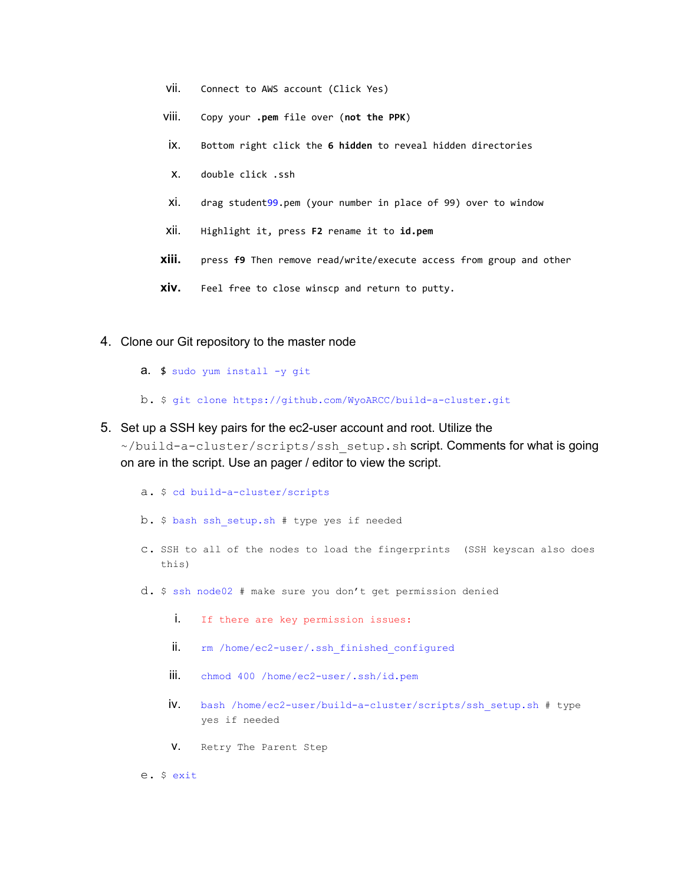vii. Connect to AWS account (Click Yes)

viii. Copy your **.pem** file over (**not the PPK**)

ix. Bottom right click the **6 hidden** to reveal hidden directories

x. double click .ssh

xi. drag student99.pem (your number in place of 99) over to window

xii. Highlight it, press **F2** rename it to **id.pem**

xiii. press **f9** Then remove read/write/execute access from group and other

xiv. Feel free to close winscp and return to putty.

4. Clone our Git repository to the master node

    a. `$ sudo yum install -y git`

    b. `$ git clone https://github.com/WyoARCC/build-a-cluster.git`

5. Set up a SSH key pairs for the ec2-user account and root. Utilize the `~/build-a-cluster/scripts/ssh_setup.sh` script. Comments for what is going on are in the script. Use an pager / editor to view the script.

    a. `$ cd build-a-cluster/scripts`

    b. `$ bash ssh_setup.sh # type yes if needed`

    c. SSH to all of the nodes to load the fingerprints (SSH keyscan also does this)

    d. `$ ssh node02 # make sure you don't get permission denied`

        i. If there are key permission issues:

        ii. `rm /home/ec2-user/.ssh_finished_configured`

        iii. `chmod 400 /home/ec2-user/.ssh/id.pem`

        iv. `bash /home/ec2-user/build-a-cluster/scripts/ssh_setup.sh # type yes if needed`

        v. Retry The Parent Step

    e. `$ exit`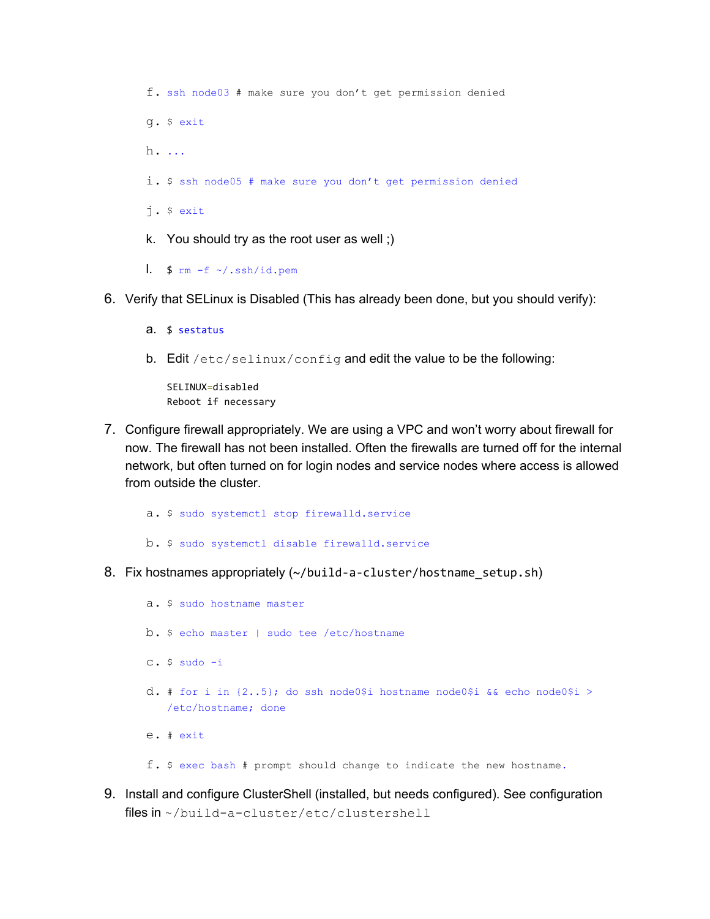f. `ssh node03 # make sure you don’t get permission denied`

g. `$ exit`

h. `...`

i. `$ ssh node05 # make sure you don’t get permission denied`

j. `$ exit`

k. You should try as the root user as well ;)

l. `$ rm -f ~/.ssh/id.pem`

6. Verify that SELinux is Disabled (This has already been done, but you should verify):

   a. `$ sestatus`

   b. Edit `/etc/selinux/config` and edit the value to be the following:

   ```
   SELINUX=disabled
   Reboot if necessary
   ```

7. Configure firewall appropriately. We are using a VPC and won’t worry about firewall for now. The firewall has not been installed. Often the firewalls are turned off for the internal network, but often turned on for login nodes and service nodes where access is allowed from outside the cluster.

   a. `$ sudo systemctl stop firewalld.service`

   b. `$ sudo systemctl disable firewalld.service`

8. Fix hostnames appropriately (`~/build-a-cluster/hostname_setup.sh`)

   a. `$ sudo hostname master`

   b. `$ echo master | sudo tee /etc/hostname`

   c. `$ sudo -i`

   d. `# for i in {2..5}; do ssh node0$i hostname node0$i && echo node0$i > /etc/hostname; done`

   e. `# exit`

   f. `$ exec bash # prompt should change to indicate the new hostname.`

9. Install and configure ClusterShell (installed, but needs configured). See configuration files in `~/build-a-cluster/etc/clustershell`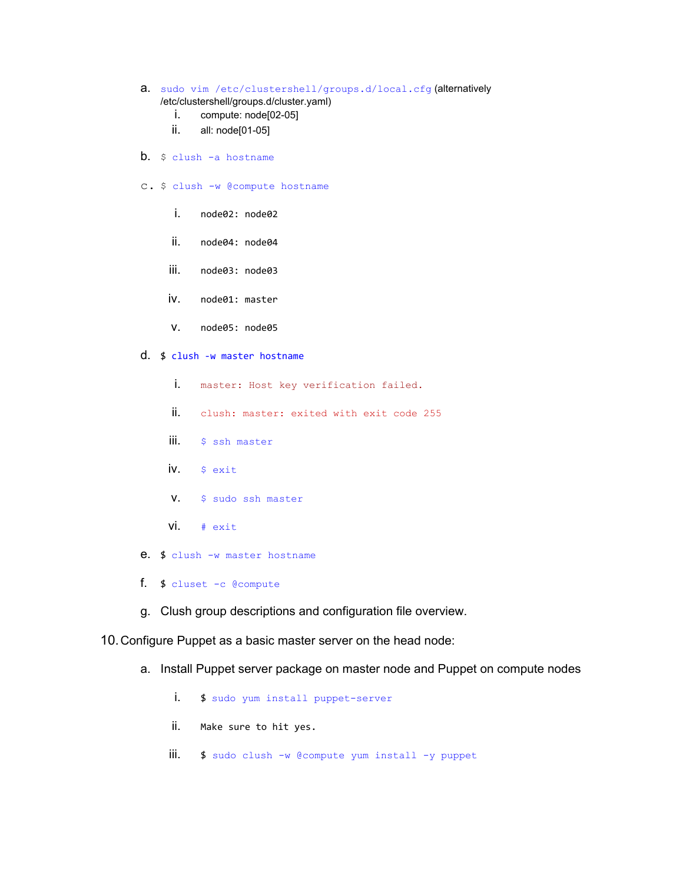a. `sudo vim /etc/clustershell/groups.d/local.cfg` (alternatively /etc/clustershell/groups.d/cluster.yaml)
   i. compute: node[02-05]
   ii. all: node[01-05]

b. `$ clush -a hostname`

c. `$ clush -w @compute hostname`
   i. `node02: node02`
   ii. `node04: node04`
   iii. `node03: node03`
   iv. `node01: master`
   v. `node05: node05`

d. `$ clush -w master hostname`
   i. `master: Host key verification failed.`
   ii. `clush: master: exited with exit code 255`
   iii. `$ ssh master`
   iv. `$ exit`
   v. `$ sudo ssh master`
   vi. `# exit`

e. `$ clush -w master hostname`

f. `$ cluset -c @compute`

g. Clush group descriptions and configuration file overview.

10. Configure Puppet as a basic master server on the head node:

    a. Install Puppet server package on master node and Puppet on compute nodes
       i. `$ sudo yum install puppet-server`
       ii. Make sure to hit yes.
       iii. `$ sudo clush -w @compute yum install -y puppet`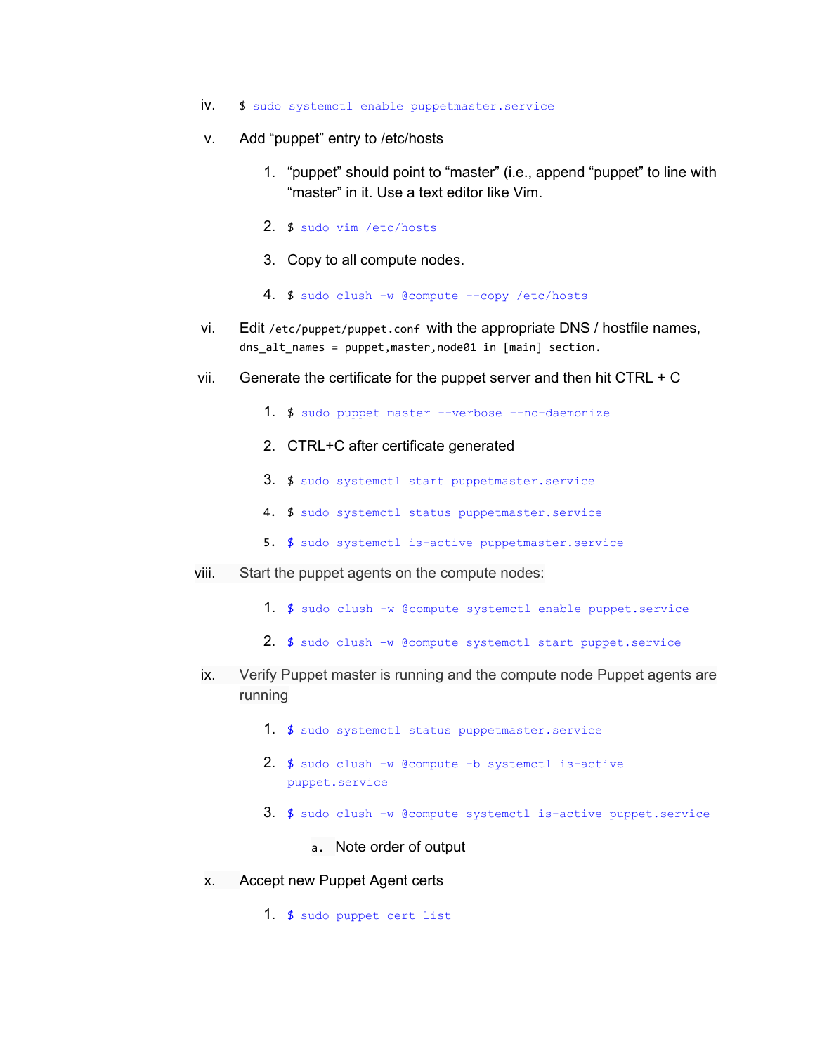iv. `$ sudo systemctl enable puppetmaster.service`

v. Add “puppet” entry to /etc/hosts

   1. “puppet” should point to “master” (i.e., append “puppet” to line with “master” in it. Use a text editor like Vim.
   2. `$ sudo vim /etc/hosts`
   3. Copy to all compute nodes.
   4. `$ sudo clush -w @compute --copy /etc/hosts`

vi. Edit `/etc/puppet/puppet.conf` with the appropriate DNS / hostfile names, `dns_alt_names = puppet,master,node01 in [main] section.`

vii. Generate the certificate for the puppet server and then hit CTRL + C

   1. `$ sudo puppet master --verbose --no-daemonize`
   2. CTRL+C after certificate generated
   3. `$ sudo systemctl start puppetmaster.service`
   4. `$ sudo systemctl status puppetmaster.service`
   5. `$ sudo systemctl is-active puppetmaster.service`

viii. Start the puppet agents on the compute nodes:

   1. `$ sudo clush -w @compute systemctl enable puppet.service`
   2. `$ sudo clush -w @compute systemctl start puppet.service`

ix. Verify Puppet master is running and the compute node Puppet agents are running

   1. `$ sudo systemctl status puppetmaster.service`
   2. `$ sudo clush -w @compute -b systemctl is-active puppet.service`
   3. `$ sudo clush -w @compute systemctl is-active puppet.service`
      a. Note order of output

x. Accept new Puppet Agent certs

   1. `$ sudo puppet cert list`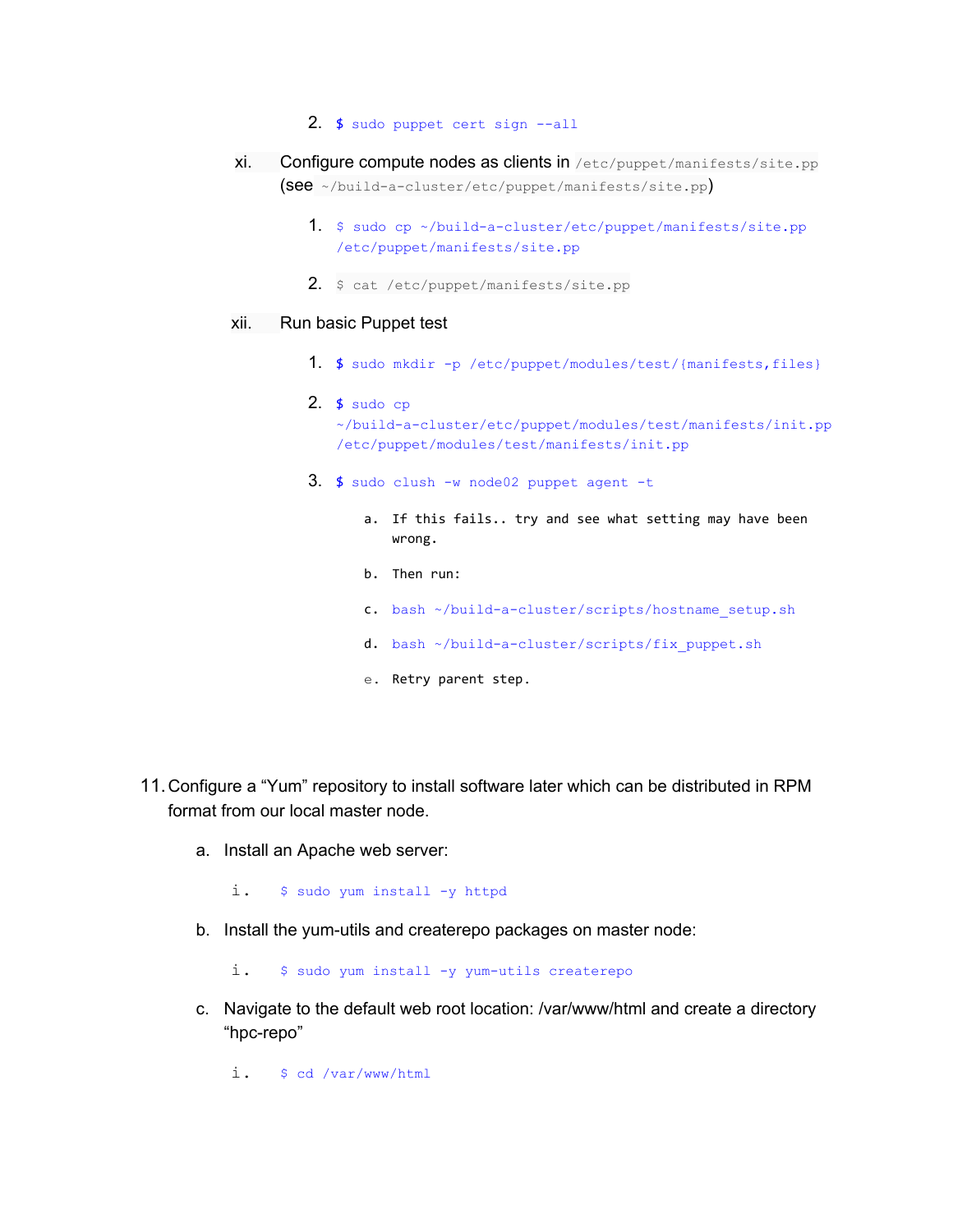2. `$ sudo puppet cert sign --all`

xi. Configure compute nodes as clients in `/etc/puppet/manifests/site.pp` (see `~/build-a-cluster/etc/puppet/manifests/site.pp`)

1. `$ sudo cp ~/build-a-cluster/etc/puppet/manifests/site.pp /etc/puppet/manifests/site.pp`

2. `$ cat /etc/puppet/manifests/site.pp`

xii. Run basic Puppet test

1. `$ sudo mkdir -p /etc/puppet/modules/test/{manifests,files}`

2. `$ sudo cp ~/build-a-cluster/etc/puppet/modules/test/manifests/init.pp /etc/puppet/modules/test/manifests/init.pp`

3. `$ sudo clush -w node02 puppet agent -t`

   a. If this fails.. try and see what setting may have been wrong.

   b. Then run:

   c. `bash ~/build-a-cluster/scripts/hostname_setup.sh`

   d. `bash ~/build-a-cluster/scripts/fix_puppet.sh`

   e. Retry parent step.

11. Configure a "Yum" repository to install software later which can be distributed in RPM format from our local master node.

    a. Install an Apache web server:

       i. `$ sudo yum install -y httpd`

    b. Install the yum-utils and createrepo packages on master node:

       i. `$ sudo yum install -y yum-utils createrepo`

    c. Navigate to the default web root location: /var/www/html and create a directory "hpc-repo"

       i. `$ cd /var/www/html`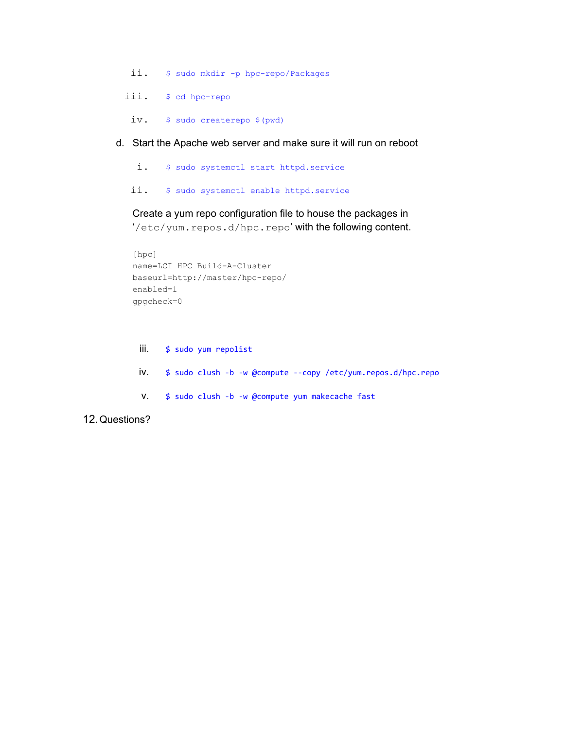ii. `$ sudo mkdir -p hpc-repo/Packages`

iii. `$ cd hpc-repo`

iv. `$ sudo createrepo $(pwd)`

d. Start the Apache web server and make sure it will run on reboot

i. `$ sudo systemctl start httpd.service`

ii. `$ sudo systemctl enable httpd.service`

Create a yum repo configuration file to house the packages in '`/etc/yum.repos.d/hpc.repo`' with the following content.

```
[hpc]
name=LCI HPC Build-A-Cluster
baseurl=http://master/hpc-repo/
enabled=1
gpgcheck=0
```

iii. `$ sudo yum repolist`

iv. `$ sudo clush -b -w @compute --copy /etc/yum.repos.d/hpc.repo`

v. `$ sudo clush -b -w @compute yum makecache fast`

12. Questions?